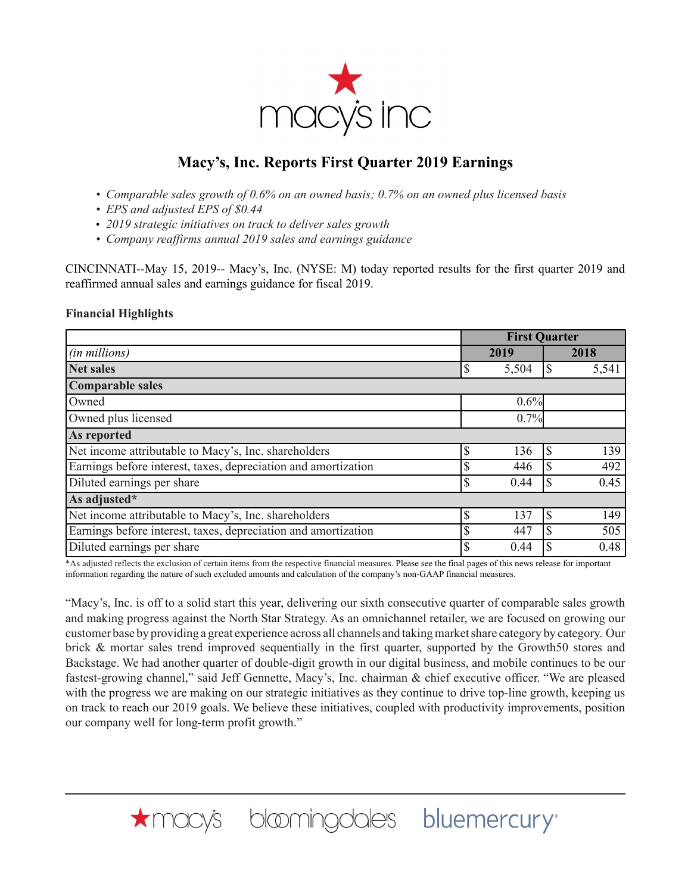# Macy's, Inc. Reports First Quarter 2019 Earnings

- *Comparable sales growth of 0.6% on an owned basis; 0.7% on an owned plus licensed basis*
- *EPS and adjusted EPS of $0.44*
- *2019 strategic initiatives on track to deliver sales growth*
- *Company reaffirms annual 2019 sales and earnings guidance*

CINCINNATI--May 15, 2019-- Macy's, Inc. (NYSE: M) today reported results for the first quarter 2019 and reaffirmed annual sales and earnings guidance for fiscal 2019.

**Financial Highlights**

| | First Quarter | |
|---|---|---|
| *(in millions)* | **2019** | **2018** |
| **Net sales** | $ 5,504 | $ 5,541 |
| **Comparable sales** | | |
| Owned | 0.6% | |
| Owned plus licensed | 0.7% | |
| **As reported** | | |
| Net income attributable to Macy's, Inc. shareholders | $ 136 | $ 139 |
| Earnings before interest, taxes, depreciation and amortization | $ 446 | $ 492 |
| Diluted earnings per share | $ 0.44 | $ 0.45 |
| **As adjusted*** | | |
| Net income attributable to Macy's, Inc. shareholders | $ 137 | $ 149 |
| Earnings before interest, taxes, depreciation and amortization | $ 447 | $ 505 |
| Diluted earnings per share | $ 0.44 | $ 0.48 |

*As adjusted reflects the exclusion of certain items from the respective financial measures. Please see the final pages of this news release for important information regarding the nature of such excluded amounts and calculation of the company's non-GAAP financial measures.

"Macy's, Inc. is off to a solid start this year, delivering our sixth consecutive quarter of comparable sales growth and making progress against the North Star Strategy. As an omnichannel retailer, we are focused on growing our customer base by providing a great experience across all channels and taking market share category by category. Our brick & mortar sales trend improved sequentially in the first quarter, supported by the Growth50 stores and Backstage. We had another quarter of double-digit growth in our digital business, and mobile continues to be our fastest-growing channel," said Jeff Gennette, Macy's, Inc. chairman & chief executive officer. "We are pleased with the progress we are making on our strategic initiatives as they continue to drive top-line growth, keeping us on track to reach our 2019 goals. We believe these initiatives, coupled with productivity improvements, position our company well for long-term profit growth."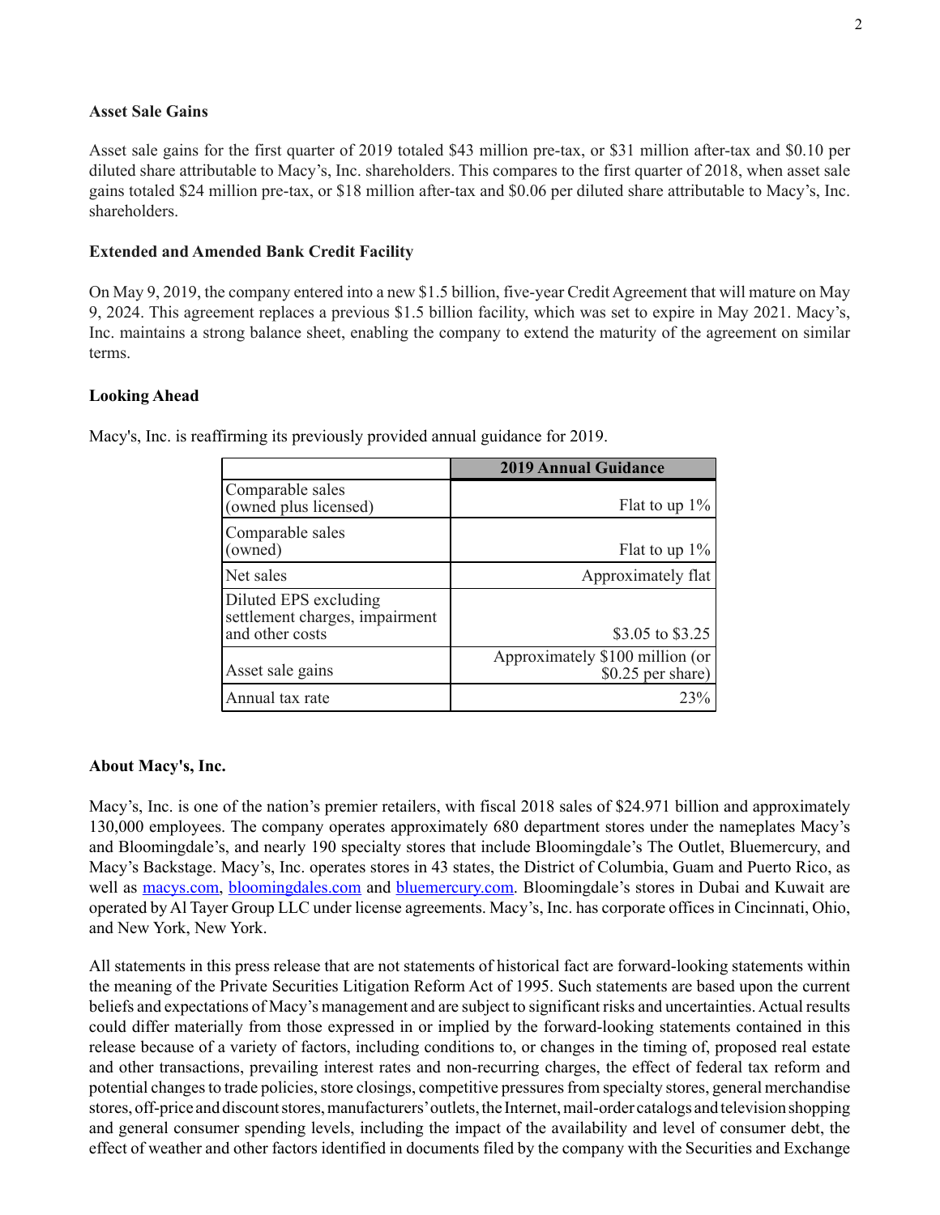### Asset Sale Gains

Asset sale gains for the first quarter of 2019 totaled $43 million pre-tax, or $31 million after-tax and $0.10 per diluted share attributable to Macy's, Inc. shareholders. This compares to the first quarter of 2018, when asset sale gains totaled $24 million pre-tax, or $18 million after-tax and $0.06 per diluted share attributable to Macy's, Inc. shareholders.

### Extended and Amended Bank Credit Facility

On May 9, 2019, the company entered into a new $1.5 billion, five-year Credit Agreement that will mature on May 9, 2024. This agreement replaces a previous $1.5 billion facility, which was set to expire in May 2021. Macy's, Inc. maintains a strong balance sheet, enabling the company to extend the maturity of the agreement on similar terms.

### Looking Ahead

Macy's, Inc. is reaffirming its previously provided annual guidance for 2019.

| | 2019 Annual Guidance |
|---|---|
| Comparable sales (owned plus licensed) | Flat to up 1% |
| Comparable sales (owned) | Flat to up 1% |
| Net sales | Approximately flat |
| Diluted EPS excluding settlement charges, impairment and other costs | $3.05 to $3.25 |
| Asset sale gains | Approximately $100 million (or $0.25 per share) |
| Annual tax rate | 23% |

### About Macy's, Inc.

Macy's, Inc. is one of the nation's premier retailers, with fiscal 2018 sales of $24.971 billion and approximately 130,000 employees. The company operates approximately 680 department stores under the nameplates Macy's and Bloomingdale's, and nearly 190 specialty stores that include Bloomingdale's The Outlet, Bluemercury, and Macy's Backstage. Macy's, Inc. operates stores in 43 states, the District of Columbia, Guam and Puerto Rico, as well as macys.com, bloomingdales.com and bluemercury.com. Bloomingdale's stores in Dubai and Kuwait are operated by Al Tayer Group LLC under license agreements. Macy's, Inc. has corporate offices in Cincinnati, Ohio, and New York, New York.

All statements in this press release that are not statements of historical fact are forward-looking statements within the meaning of the Private Securities Litigation Reform Act of 1995. Such statements are based upon the current beliefs and expectations of Macy's management and are subject to significant risks and uncertainties. Actual results could differ materially from those expressed in or implied by the forward-looking statements contained in this release because of a variety of factors, including conditions to, or changes in the timing of, proposed real estate and other transactions, prevailing interest rates and non-recurring charges, the effect of federal tax reform and potential changes to trade policies, store closings, competitive pressures from specialty stores, general merchandise stores, off-price and discount stores, manufacturers' outlets, the Internet, mail-order catalogs and television shopping and general consumer spending levels, including the impact of the availability and level of consumer debt, the effect of weather and other factors identified in documents filed by the company with the Securities and Exchange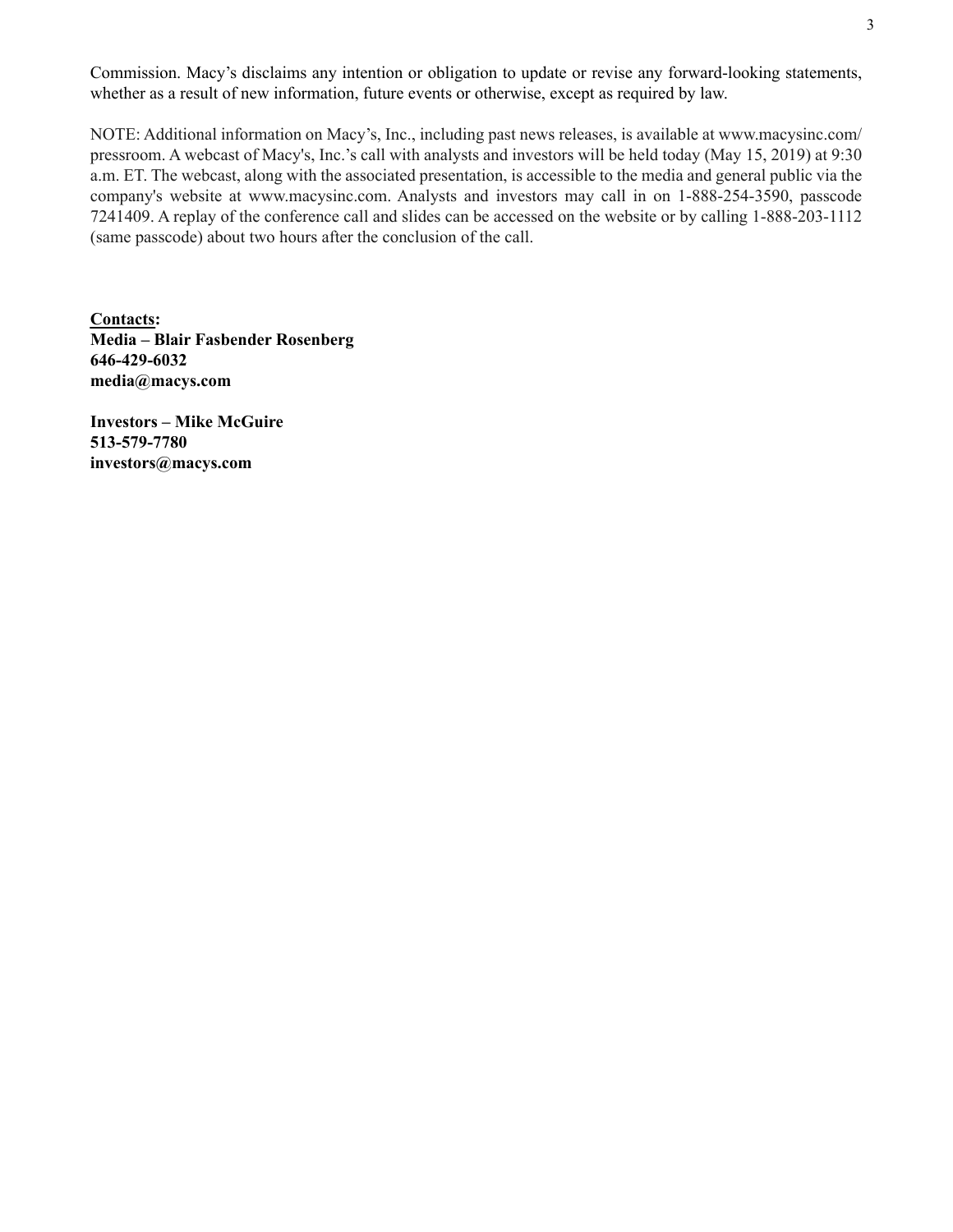Commission. Macy's disclaims any intention or obligation to update or revise any forward-looking statements, whether as a result of new information, future events or otherwise, except as required by law.

NOTE: Additional information on Macy's, Inc., including past news releases, is available at www.macysinc.com/pressroom. A webcast of Macy's, Inc.'s call with analysts and investors will be held today (May 15, 2019) at 9:30 a.m. ET. The webcast, along with the associated presentation, is accessible to the media and general public via the company's website at www.macysinc.com. Analysts and investors may call in on 1-888-254-3590, passcode 7241409. A replay of the conference call and slides can be accessed on the website or by calling 1-888-203-1112 (same passcode) about two hours after the conclusion of the call.

**Contacts:**
**Media – Blair Fasbender Rosenberg**
**646-429-6032**
**media@macys.com**

**Investors – Mike McGuire**
**513-579-7780**
**investors@macys.com**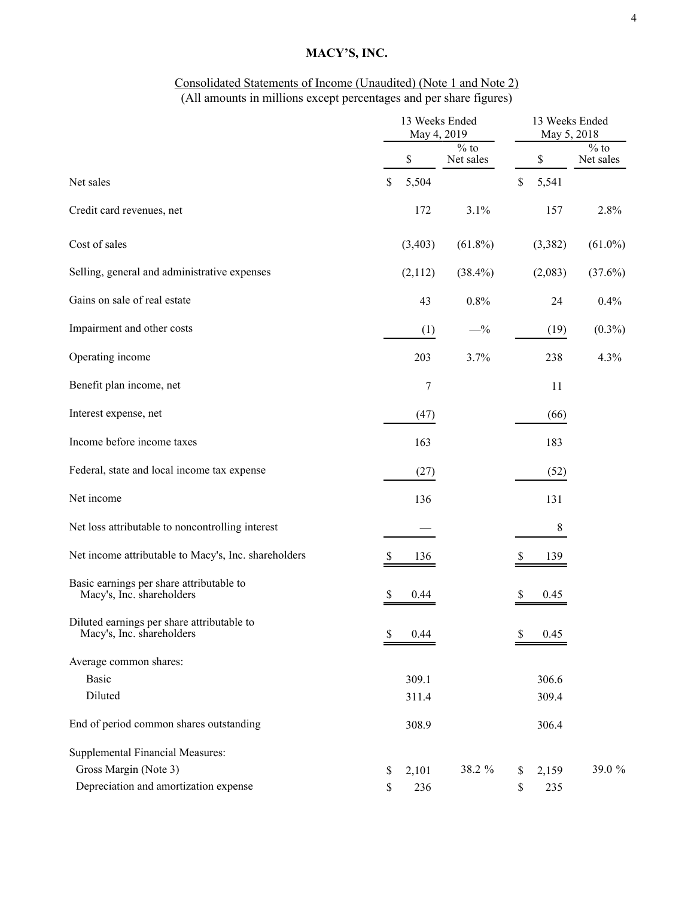# MACY'S, INC.

## Consolidated Statements of Income (Unaudited) (Note 1 and Note 2)

(All amounts in millions except percentages and per share figures)

| | 13 Weeks Ended May 4, 2019 | | 13 Weeks Ended May 5, 2018 | |
|---|---|---|---|---|
| | $ | % to Net sales | $ | % to Net sales |
| Net sales | $ 5,504 | | $ 5,541 | |
| Credit card revenues, net | 172 | 3.1% | 157 | 2.8% |
| Cost of sales | (3,403) | (61.8%) | (3,382) | (61.0%) |
| Selling, general and administrative expenses | (2,112) | (38.4%) | (2,083) | (37.6%) |
| Gains on sale of real estate | 43 | 0.8% | 24 | 0.4% |
| Impairment and other costs | (1) | —% | (19) | (0.3%) |
| Operating income | 203 | 3.7% | 238 | 4.3% |
| Benefit plan income, net | 7 | | 11 | |
| Interest expense, net | (47) | | (66) | |
| Income before income taxes | 163 | | 183 | |
| Federal, state and local income tax expense | (27) | | (52) | |
| Net income | 136 | | 131 | |
| Net loss attributable to noncontrolling interest | — | | 8 | |
| Net income attributable to Macy's, Inc. shareholders | $ 136 | | $ 139 | |
| Basic earnings per share attributable to Macy's, Inc. shareholders | $ 0.44 | | $ 0.45 | |
| Diluted earnings per share attributable to Macy's, Inc. shareholders | $ 0.44 | | $ 0.45 | |
| Average common shares: | | | | |
| Basic | 309.1 | | 306.6 | |
| Diluted | 311.4 | | 309.4 | |
| End of period common shares outstanding | 308.9 | | 306.4 | |
| Supplemental Financial Measures: | | | | |
| Gross Margin (Note 3) | $ 2,101 | 38.2 % | $ 2,159 | 39.0 % |
| Depreciation and amortization expense | $ 236 | | $ 235 | |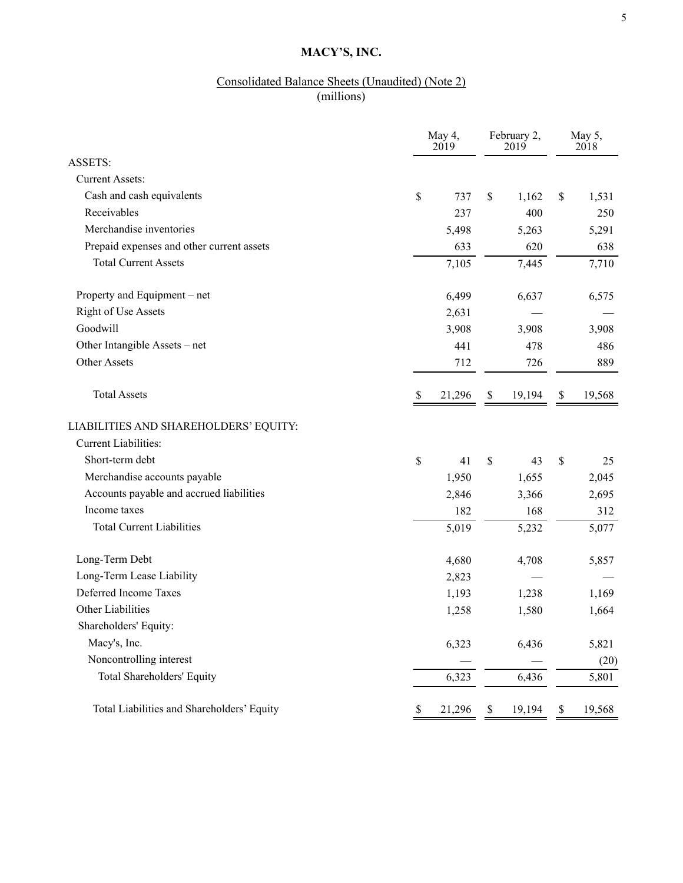# MACY'S, INC.

## Consolidated Balance Sheets (Unaudited) (Note 2)
(millions)

| | May 4, 2019 | February 2, 2019 | May 5, 2018 |
|---|---|---|---|
| ASSETS: | | | |
| Current Assets: | | | |
| Cash and cash equivalents | $ 737 | $ 1,162 | $ 1,531 |
| Receivables | 237 | 400 | 250 |
| Merchandise inventories | 5,498 | 5,263 | 5,291 |
| Prepaid expenses and other current assets | 633 | 620 | 638 |
| Total Current Assets | 7,105 | 7,445 | 7,710 |
| Property and Equipment – net | 6,499 | 6,637 | 6,575 |
| Right of Use Assets | 2,631 | — | — |
| Goodwill | 3,908 | 3,908 | 3,908 |
| Other Intangible Assets – net | 441 | 478 | 486 |
| Other Assets | 712 | 726 | 889 |
| Total Assets | $ 21,296 | $ 19,194 | $ 19,568 |
| LIABILITIES AND SHAREHOLDERS' EQUITY: | | | |
| Current Liabilities: | | | |
| Short-term debt | $ 41 | $ 43 | $ 25 |
| Merchandise accounts payable | 1,950 | 1,655 | 2,045 |
| Accounts payable and accrued liabilities | 2,846 | 3,366 | 2,695 |
| Income taxes | 182 | 168 | 312 |
| Total Current Liabilities | 5,019 | 5,232 | 5,077 |
| Long-Term Debt | 4,680 | 4,708 | 5,857 |
| Long-Term Lease Liability | 2,823 | — | — |
| Deferred Income Taxes | 1,193 | 1,238 | 1,169 |
| Other Liabilities | 1,258 | 1,580 | 1,664 |
| Shareholders' Equity: | | | |
| Macy's, Inc. | 6,323 | 6,436 | 5,821 |
| Noncontrolling interest | — | — | (20) |
| Total Shareholders' Equity | 6,323 | 6,436 | 5,801 |
| Total Liabilities and Shareholders' Equity | $ 21,296 | $ 19,194 | $ 19,568 |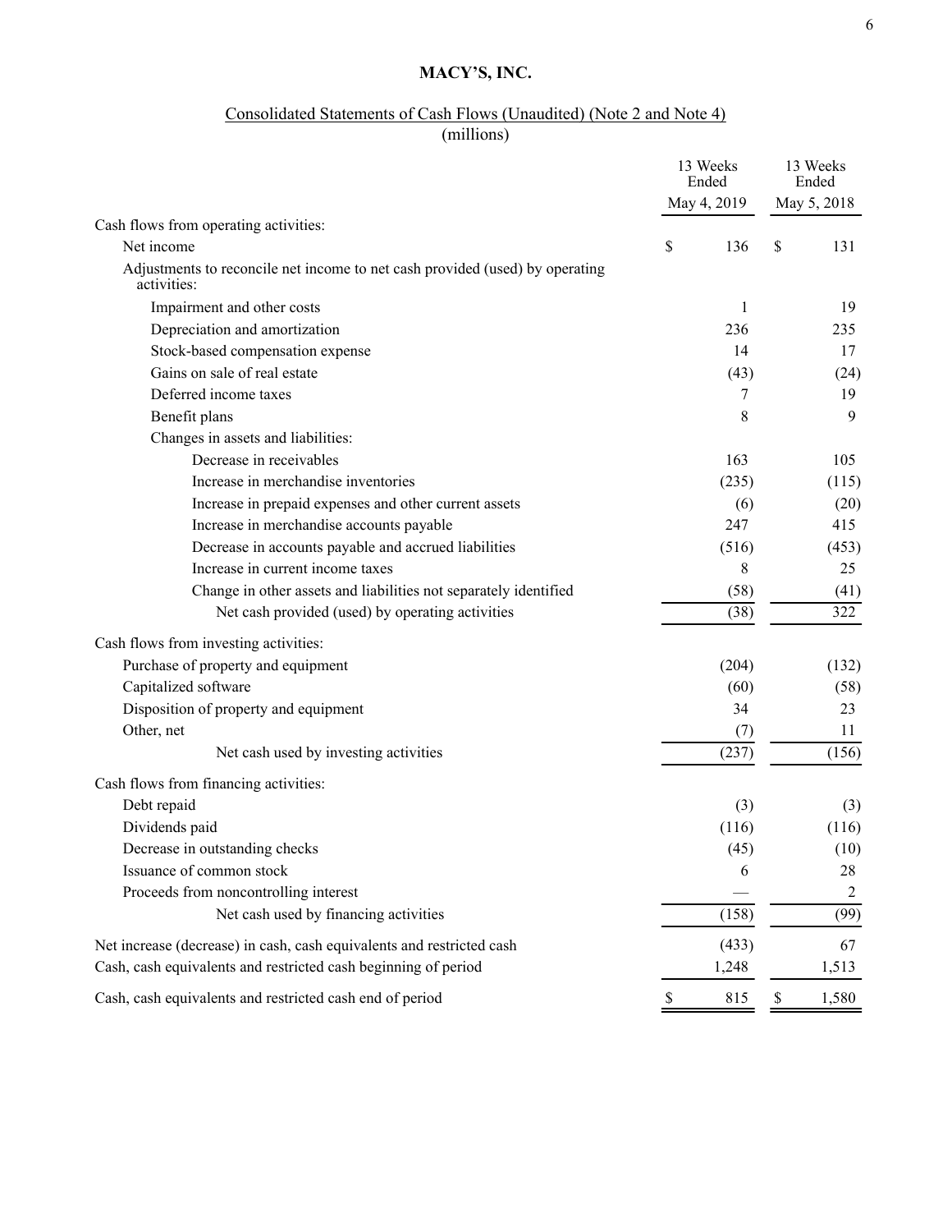# MACY'S, INC.

## Consolidated Statements of Cash Flows (Unaudited) (Note 2 and Note 4)
(millions)

| | 13 Weeks Ended May 4, 2019 | 13 Weeks Ended May 5, 2018 |
|---|---|---|
| Cash flows from operating activities: | | |
| Net income | $ 136 | $ 131 |
| Adjustments to reconcile net income to net cash provided (used) by operating activities: | | |
| Impairment and other costs | 1 | 19 |
| Depreciation and amortization | 236 | 235 |
| Stock-based compensation expense | 14 | 17 |
| Gains on sale of real estate | (43) | (24) |
| Deferred income taxes | 7 | 19 |
| Benefit plans | 8 | 9 |
| Changes in assets and liabilities: | | |
| Decrease in receivables | 163 | 105 |
| Increase in merchandise inventories | (235) | (115) |
| Increase in prepaid expenses and other current assets | (6) | (20) |
| Increase in merchandise accounts payable | 247 | 415 |
| Decrease in accounts payable and accrued liabilities | (516) | (453) |
| Increase in current income taxes | 8 | 25 |
| Change in other assets and liabilities not separately identified | (58) | (41) |
| Net cash provided (used) by operating activities | (38) | 322 |
| Cash flows from investing activities: | | |
| Purchase of property and equipment | (204) | (132) |
| Capitalized software | (60) | (58) |
| Disposition of property and equipment | 34 | 23 |
| Other, net | (7) | 11 |
| Net cash used by investing activities | (237) | (156) |
| Cash flows from financing activities: | | |
| Debt repaid | (3) | (3) |
| Dividends paid | (116) | (116) |
| Decrease in outstanding checks | (45) | (10) |
| Issuance of common stock | 6 | 28 |
| Proceeds from noncontrolling interest | — | 2 |
| Net cash used by financing activities | (158) | (99) |
| Net increase (decrease) in cash, cash equivalents and restricted cash | (433) | 67 |
| Cash, cash equivalents and restricted cash beginning of period | 1,248 | 1,513 |
| Cash, cash equivalents and restricted cash end of period | $ 815 | $ 1,580 |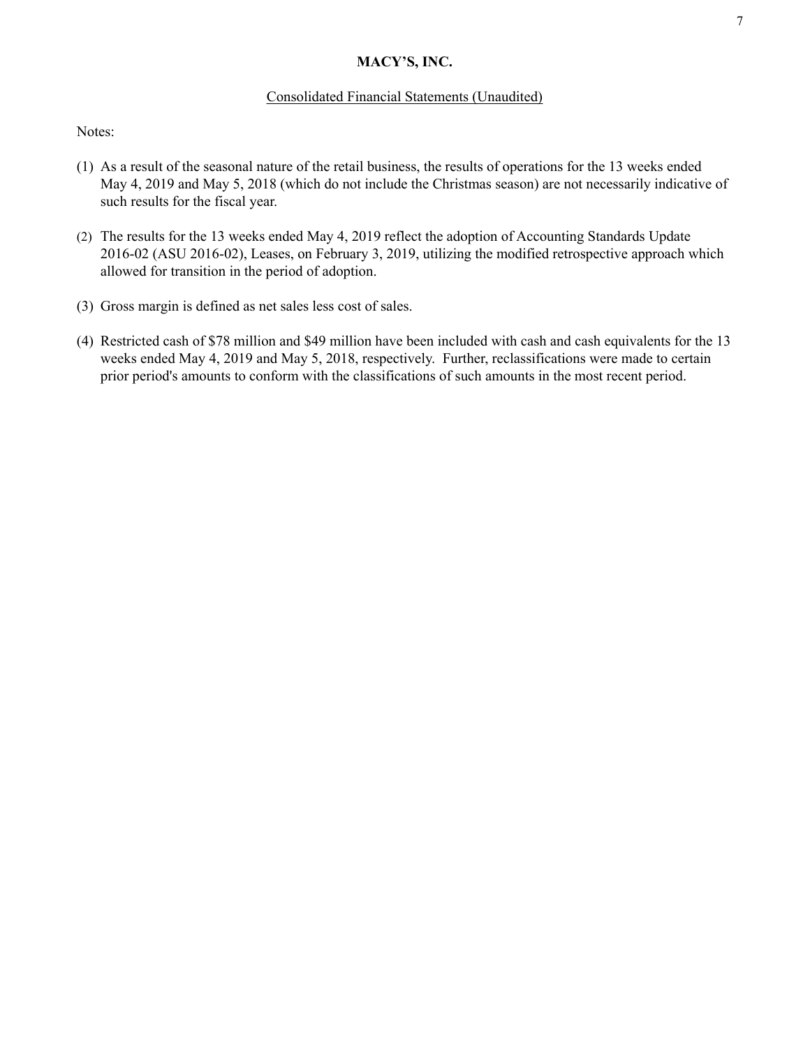**MACY'S, INC.**

Consolidated Financial Statements (Unaudited)

Notes:

(1) As a result of the seasonal nature of the retail business, the results of operations for the 13 weeks ended May 4, 2019 and May 5, 2018 (which do not include the Christmas season) are not necessarily indicative of such results for the fiscal year.

(2) The results for the 13 weeks ended May 4, 2019 reflect the adoption of Accounting Standards Update 2016-02 (ASU 2016-02), Leases, on February 3, 2019, utilizing the modified retrospective approach which allowed for transition in the period of adoption.

(3) Gross margin is defined as net sales less cost of sales.

(4) Restricted cash of $78 million and $49 million have been included with cash and cash equivalents for the 13 weeks ended May 4, 2019 and May 5, 2018, respectively. Further, reclassifications were made to certain prior period's amounts to conform with the classifications of such amounts in the most recent period.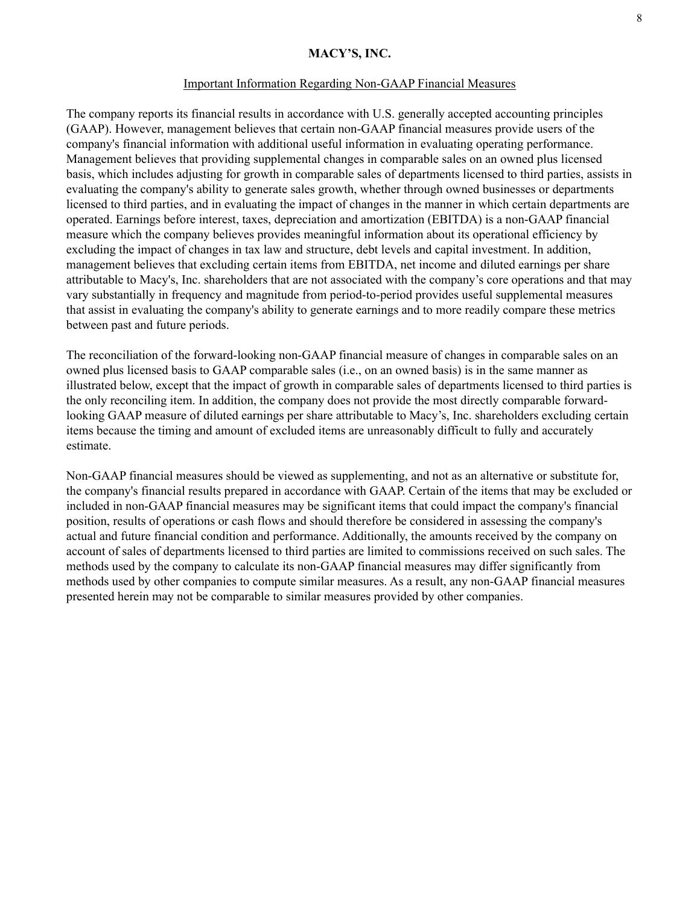**MACY'S, INC.**

Important Information Regarding Non-GAAP Financial Measures

The company reports its financial results in accordance with U.S. generally accepted accounting principles (GAAP). However, management believes that certain non-GAAP financial measures provide users of the company's financial information with additional useful information in evaluating operating performance. Management believes that providing supplemental changes in comparable sales on an owned plus licensed basis, which includes adjusting for growth in comparable sales of departments licensed to third parties, assists in evaluating the company's ability to generate sales growth, whether through owned businesses or departments licensed to third parties, and in evaluating the impact of changes in the manner in which certain departments are operated. Earnings before interest, taxes, depreciation and amortization (EBITDA) is a non-GAAP financial measure which the company believes provides meaningful information about its operational efficiency by excluding the impact of changes in tax law and structure, debt levels and capital investment. In addition, management believes that excluding certain items from EBITDA, net income and diluted earnings per share attributable to Macy's, Inc. shareholders that are not associated with the company's core operations and that may vary substantially in frequency and magnitude from period-to-period provides useful supplemental measures that assist in evaluating the company's ability to generate earnings and to more readily compare these metrics between past and future periods.

The reconciliation of the forward-looking non-GAAP financial measure of changes in comparable sales on an owned plus licensed basis to GAAP comparable sales (i.e., on an owned basis) is in the same manner as illustrated below, except that the impact of growth in comparable sales of departments licensed to third parties is the only reconciling item. In addition, the company does not provide the most directly comparable forward-looking GAAP measure of diluted earnings per share attributable to Macy's, Inc. shareholders excluding certain items because the timing and amount of excluded items are unreasonably difficult to fully and accurately estimate.

Non-GAAP financial measures should be viewed as supplementing, and not as an alternative or substitute for, the company's financial results prepared in accordance with GAAP. Certain of the items that may be excluded or included in non-GAAP financial measures may be significant items that could impact the company's financial position, results of operations or cash flows and should therefore be considered in assessing the company's actual and future financial condition and performance. Additionally, the amounts received by the company on account of sales of departments licensed to third parties are limited to commissions received on such sales. The methods used by the company to calculate its non-GAAP financial measures may differ significantly from methods used by other companies to compute similar measures. As a result, any non-GAAP financial measures presented herein may not be comparable to similar measures provided by other companies.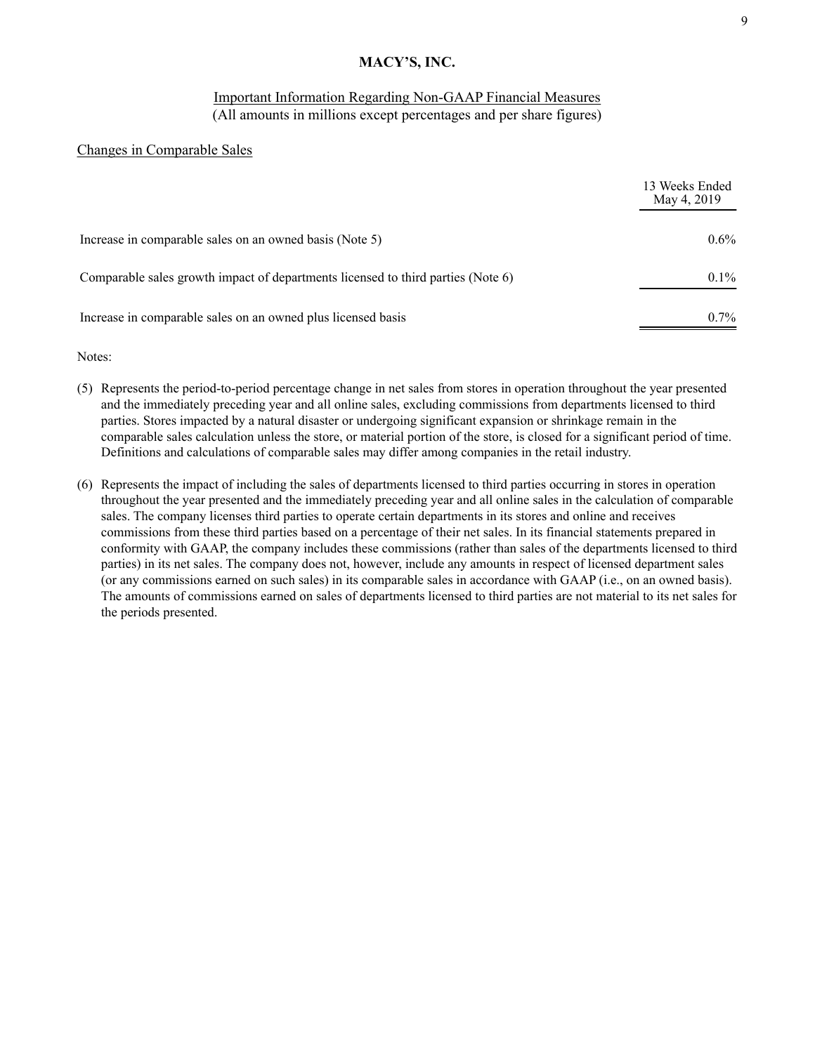# MACY'S, INC.

## Important Information Regarding Non-GAAP Financial Measures
(All amounts in millions except percentages and per share figures)

### Changes in Comparable Sales

| | 13 Weeks Ended May 4, 2019 |
|---|---|
| Increase in comparable sales on an owned basis (Note 5) | 0.6% |
| Comparable sales growth impact of departments licensed to third parties (Note 6) | 0.1% |
| Increase in comparable sales on an owned plus licensed basis | 0.7% |

Notes:

(5) Represents the period-to-period percentage change in net sales from stores in operation throughout the year presented and the immediately preceding year and all online sales, excluding commissions from departments licensed to third parties. Stores impacted by a natural disaster or undergoing significant expansion or shrinkage remain in the comparable sales calculation unless the store, or material portion of the store, is closed for a significant period of time. Definitions and calculations of comparable sales may differ among companies in the retail industry.

(6) Represents the impact of including the sales of departments licensed to third parties occurring in stores in operation throughout the year presented and the immediately preceding year and all online sales in the calculation of comparable sales. The company licenses third parties to operate certain departments in its stores and online and receives commissions from these third parties based on a percentage of their net sales. In its financial statements prepared in conformity with GAAP, the company includes these commissions (rather than sales of the departments licensed to third parties) in its net sales. The company does not, however, include any amounts in respect of licensed department sales (or any commissions earned on such sales) in its comparable sales in accordance with GAAP (i.e., on an owned basis). The amounts of commissions earned on sales of departments licensed to third parties are not material to its net sales for the periods presented.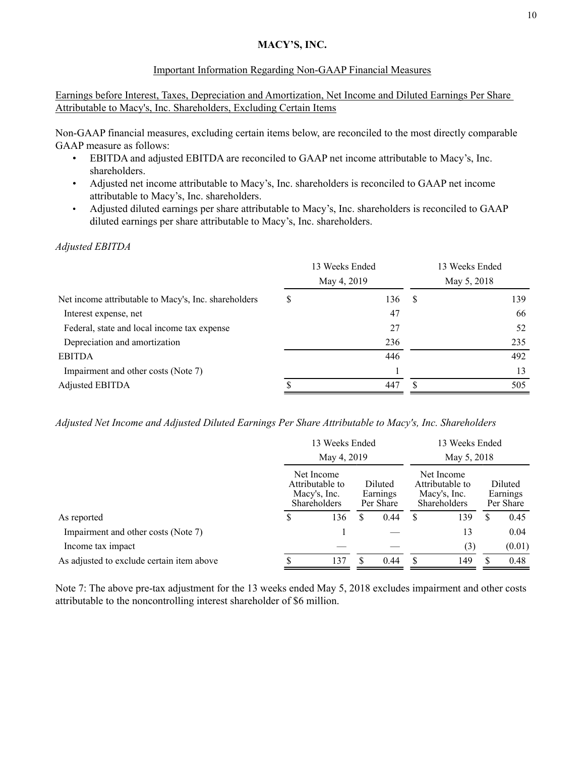## MACY'S, INC.

Important Information Regarding Non-GAAP Financial Measures

Earnings before Interest, Taxes, Depreciation and Amortization, Net Income and Diluted Earnings Per Share Attributable to Macy's, Inc. Shareholders, Excluding Certain Items

Non-GAAP financial measures, excluding certain items below, are reconciled to the most directly comparable GAAP measure as follows:

- EBITDA and adjusted EBITDA are reconciled to GAAP net income attributable to Macy's, Inc. shareholders.
- Adjusted net income attributable to Macy's, Inc. shareholders is reconciled to GAAP net income attributable to Macy's, Inc. shareholders.
- Adjusted diluted earnings per share attributable to Macy's, Inc. shareholders is reconciled to GAAP diluted earnings per share attributable to Macy's, Inc. shareholders.

*Adjusted EBITDA*

| | 13 Weeks Ended May 4, 2019 | 13 Weeks Ended May 5, 2018 |
|---|---|---|
| Net income attributable to Macy's, Inc. shareholders | $ 136 | $ 139 |
| Interest expense, net | 47 | 66 |
| Federal, state and local income tax expense | 27 | 52 |
| Depreciation and amortization | 236 | 235 |
| EBITDA | 446 | 492 |
| Impairment and other costs (Note 7) | 1 | 13 |
| Adjusted EBITDA | $ 447 | $ 505 |

*Adjusted Net Income and Adjusted Diluted Earnings Per Share Attributable to Macy's, Inc. Shareholders*

| | 13 Weeks Ended May 4, 2019 | | 13 Weeks Ended May 5, 2018 | |
|---|---|---|---|---|
| | Net Income Attributable to Macy's, Inc. Shareholders | Diluted Earnings Per Share | Net Income Attributable to Macy's, Inc. Shareholders | Diluted Earnings Per Share |
| As reported | $ 136 | $ 0.44 | $ 139 | $ 0.45 |
| Impairment and other costs (Note 7) | 1 | — | 13 | 0.04 |
| Income tax impact | — | — | (3) | (0.01) |
| As adjusted to exclude certain item above | $ 137 | $ 0.44 | $ 149 | $ 0.48 |

Note 7: The above pre-tax adjustment for the 13 weeks ended May 5, 2018 excludes impairment and other costs attributable to the noncontrolling interest shareholder of $6 million.